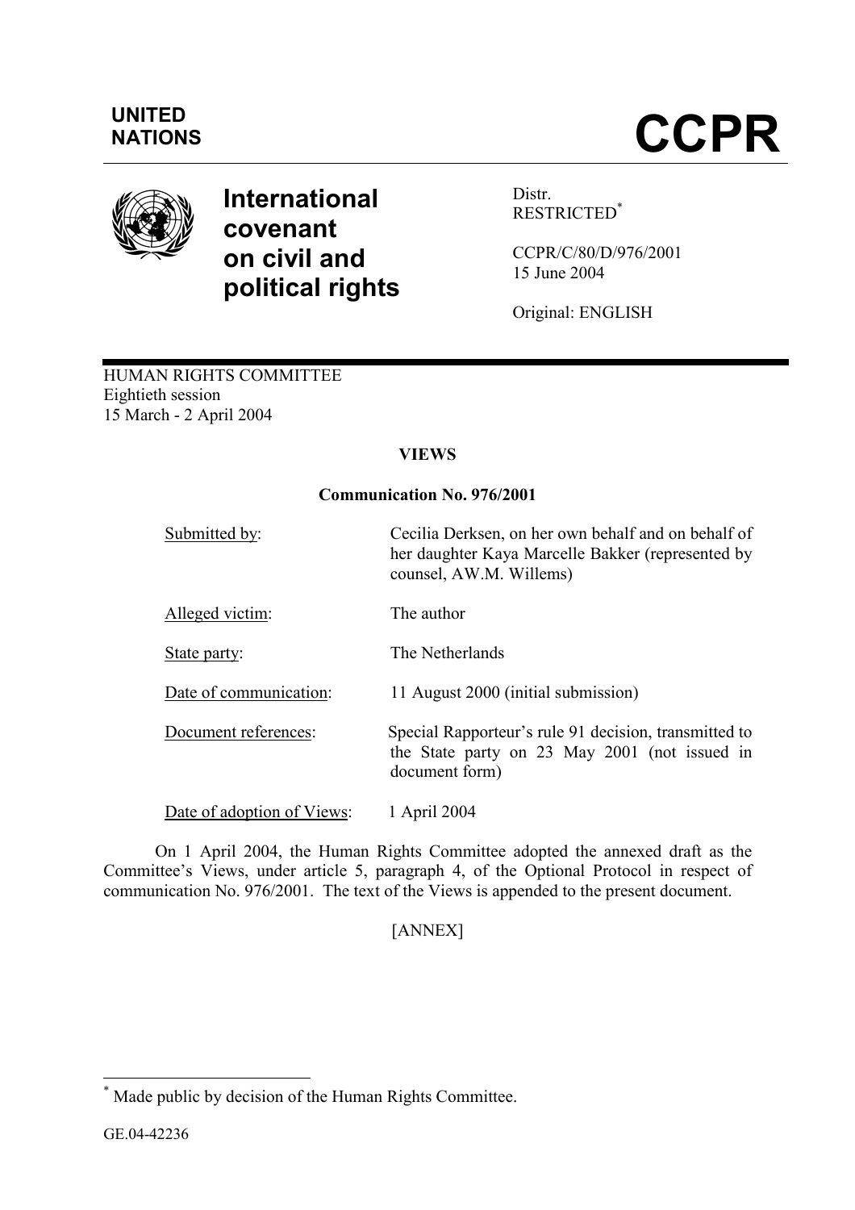UNITED NATIONS

# CCPR

## International covenant on civil and political rights

Distr.
RESTRICTED[*]

CCPR/C/80/D/976/2001
15 June 2004

Original: ENGLISH

HUMAN RIGHTS COMMITTEE
Eightieth session
15 March - 2 April 2004

**VIEWS**

**Communication No. 976/2001**

| | |
|---|---|
| Submitted by: | Cecilia Derksen, on her own behalf and on behalf of her daughter Kaya Marcelle Bakker (represented by counsel, AW.M. Willems) |
| Alleged victim: | The author |
| State party: | The Netherlands |
| Date of communication: | 11 August 2000 (initial submission) |
| Document references: | Special Rapporteur's rule 91 decision, transmitted to the State party on 23 May 2001 (not issued in document form) |
| Date of adoption of Views: | 1 April 2004 |

On 1 April 2004, the Human Rights Committee adopted the annexed draft as the Committee's Views, under article 5, paragraph 4, of the Optional Protocol in respect of communication No. 976/2001. The text of the Views is appended to the present document.

[ANNEX]

[*] Made public by decision of the Human Rights Committee.

GE.04-42236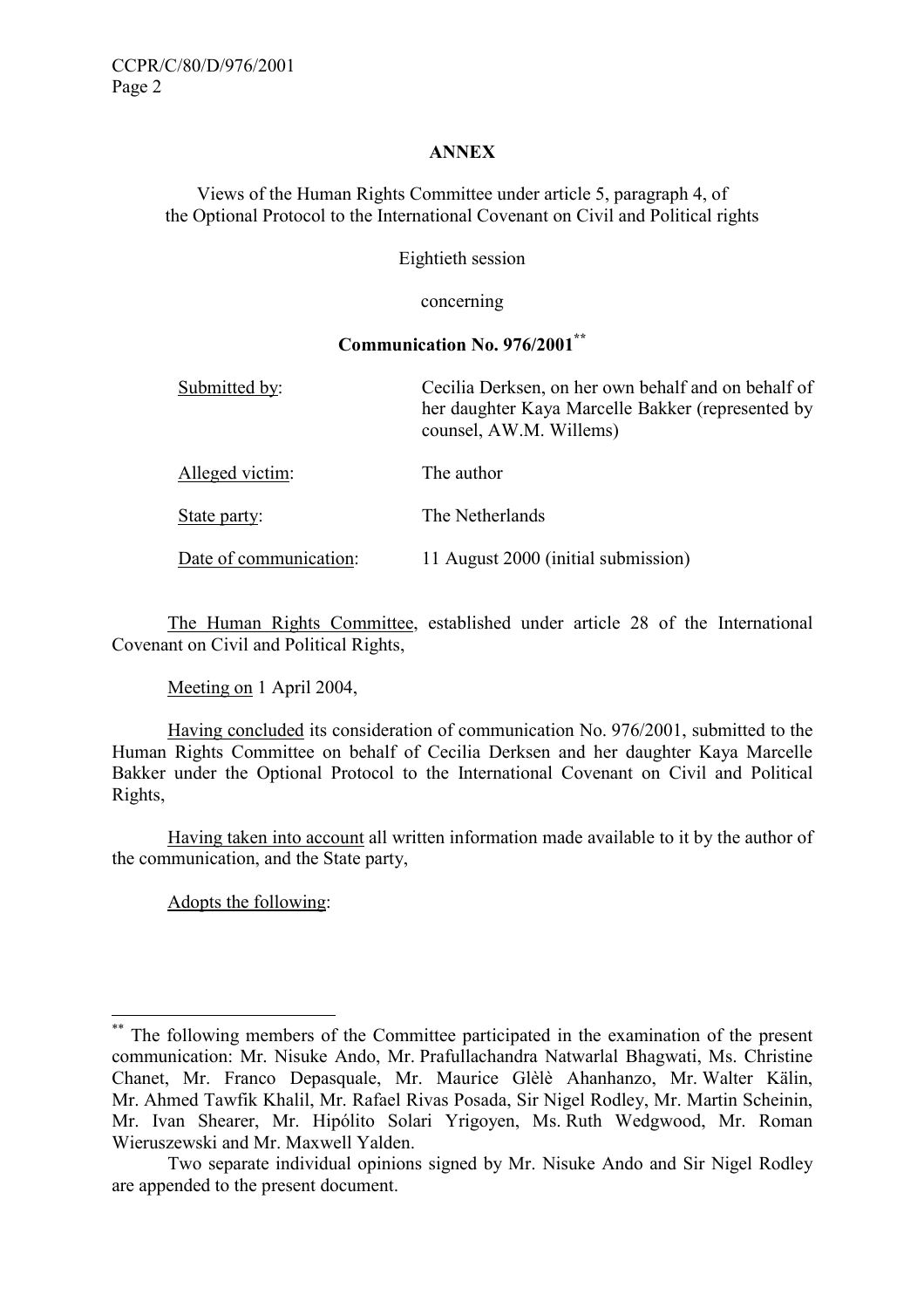**ANNEX**

Views of the Human Rights Committee under article 5, paragraph 4, of the Optional Protocol to the International Covenant on Civil and Political rights

Eightieth session

concerning

**Communication No. 976/2001**[**]

| | |
|---|---|
| Submitted by: | Cecilia Derksen, on her own behalf and on behalf of her daughter Kaya Marcelle Bakker (represented by counsel, AW.M. Willems) |
| Alleged victim: | The author |
| State party: | The Netherlands |
| Date of communication: | 11 August 2000 (initial submission) |

The Human Rights Committee, established under article 28 of the International Covenant on Civil and Political Rights,

Meeting on 1 April 2004,

Having concluded its consideration of communication No. 976/2001, submitted to the Human Rights Committee on behalf of Cecilia Derksen and her daughter Kaya Marcelle Bakker under the Optional Protocol to the International Covenant on Civil and Political Rights,

Having taken into account all written information made available to it by the author of the communication, and the State party,

Adopts the following:

---

[**] The following members of the Committee participated in the examination of the present communication: Mr. Nisuke Ando, Mr. Prafullachandra Natwarlal Bhagwati, Ms. Christine Chanet, Mr. Franco Depasquale, Mr. Maurice Glèlè Ahanhanzo, Mr. Walter Kälin, Mr. Ahmed Tawfik Khalil, Mr. Rafael Rivas Posada, Sir Nigel Rodley, Mr. Martin Scheinin, Mr. Ivan Shearer, Mr. Hipólito Solari Yrigoyen, Ms. Ruth Wedgwood, Mr. Roman Wieruszewski and Mr. Maxwell Yalden.

Two separate individual opinions signed by Mr. Nisuke Ando and Sir Nigel Rodley are appended to the present document.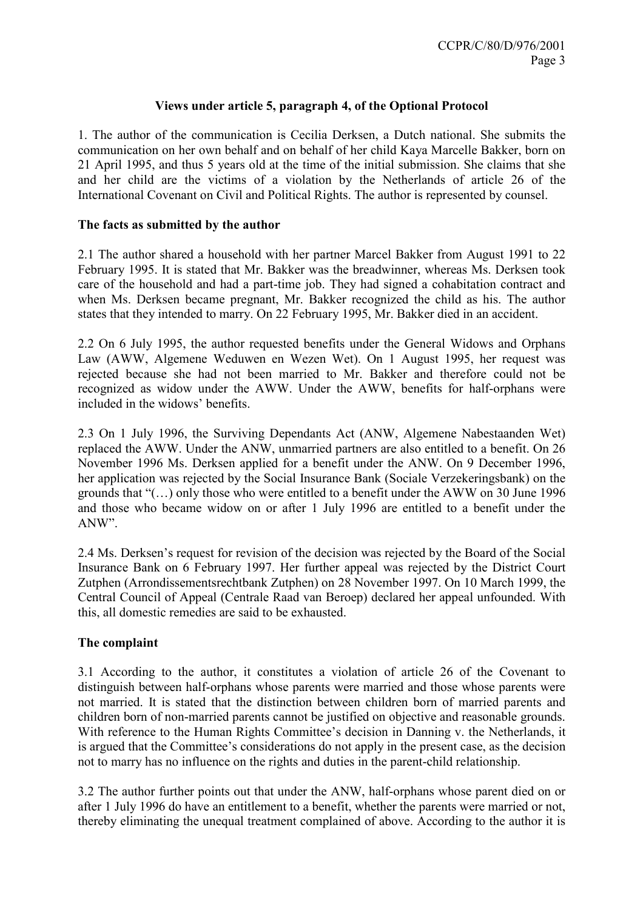**Views under article 5, paragraph 4, of the Optional Protocol**

1. The author of the communication is Cecilia Derksen, a Dutch national. She submits the communication on her own behalf and on behalf of her child Kaya Marcelle Bakker, born on 21 April 1995, and thus 5 years old at the time of the initial submission. She claims that she and her child are the victims of a violation by the Netherlands of article 26 of the International Covenant on Civil and Political Rights. The author is represented by counsel.

**The facts as submitted by the author**

2.1 The author shared a household with her partner Marcel Bakker from August 1991 to 22 February 1995. It is stated that Mr. Bakker was the breadwinner, whereas Ms. Derksen took care of the household and had a part-time job. They had signed a cohabitation contract and when Ms. Derksen became pregnant, Mr. Bakker recognized the child as his. The author states that they intended to marry. On 22 February 1995, Mr. Bakker died in an accident.

2.2 On 6 July 1995, the author requested benefits under the General Widows and Orphans Law (AWW, Algemene Weduwen en Wezen Wet). On 1 August 1995, her request was rejected because she had not been married to Mr. Bakker and therefore could not be recognized as widow under the AWW. Under the AWW, benefits for half-orphans were included in the widows' benefits.

2.3 On 1 July 1996, the Surviving Dependants Act (ANW, Algemene Nabestaanden Wet) replaced the AWW. Under the ANW, unmarried partners are also entitled to a benefit. On 26 November 1996 Ms. Derksen applied for a benefit under the ANW. On 9 December 1996, her application was rejected by the Social Insurance Bank (Sociale Verzekeringsbank) on the grounds that "(…) only those who were entitled to a benefit under the AWW on 30 June 1996 and those who became widow on or after 1 July 1996 are entitled to a benefit under the ANW".

2.4 Ms. Derksen's request for revision of the decision was rejected by the Board of the Social Insurance Bank on 6 February 1997. Her further appeal was rejected by the District Court Zutphen (Arrondissementsrechtbank Zutphen) on 28 November 1997. On 10 March 1999, the Central Council of Appeal (Centrale Raad van Beroep) declared her appeal unfounded. With this, all domestic remedies are said to be exhausted.

**The complaint**

3.1 According to the author, it constitutes a violation of article 26 of the Covenant to distinguish between half-orphans whose parents were married and those whose parents were not married. It is stated that the distinction between children born of married parents and children born of non-married parents cannot be justified on objective and reasonable grounds. With reference to the Human Rights Committee's decision in Danning v. the Netherlands, it is argued that the Committee's considerations do not apply in the present case, as the decision not to marry has no influence on the rights and duties in the parent-child relationship.

3.2 The author further points out that under the ANW, half-orphans whose parent died on or after 1 July 1996 do have an entitlement to a benefit, whether the parents were married or not, thereby eliminating the unequal treatment complained of above. According to the author it is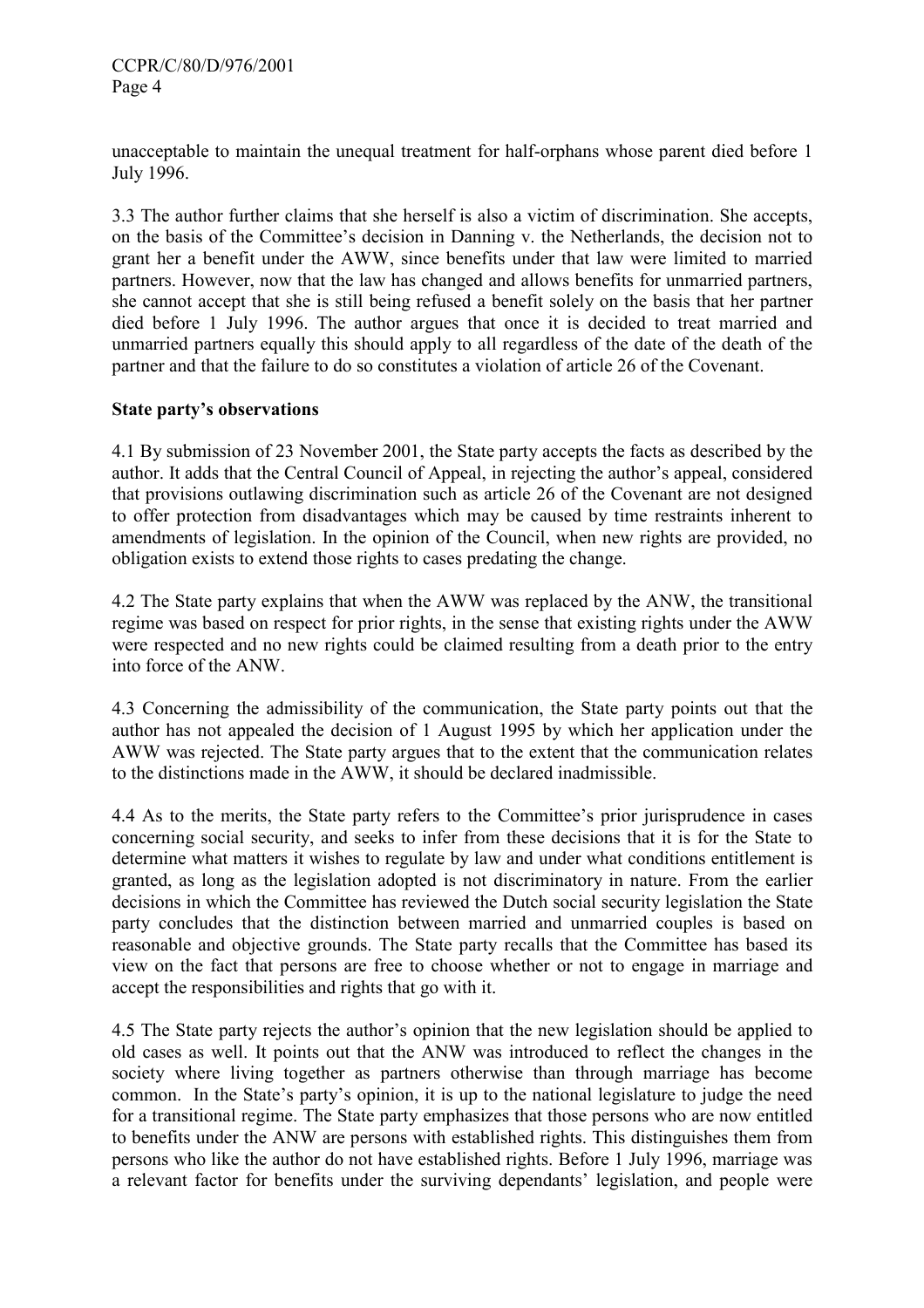unacceptable to maintain the unequal treatment for half-orphans whose parent died before 1 July 1996.

3.3 The author further claims that she herself is also a victim of discrimination. She accepts, on the basis of the Committee's decision in Danning v. the Netherlands, the decision not to grant her a benefit under the AWW, since benefits under that law were limited to married partners. However, now that the law has changed and allows benefits for unmarried partners, she cannot accept that she is still being refused a benefit solely on the basis that her partner died before 1 July 1996. The author argues that once it is decided to treat married and unmarried partners equally this should apply to all regardless of the date of the death of the partner and that the failure to do so constitutes a violation of article 26 of the Covenant.

**State party's observations**

4.1 By submission of 23 November 2001, the State party accepts the facts as described by the author. It adds that the Central Council of Appeal, in rejecting the author's appeal, considered that provisions outlawing discrimination such as article 26 of the Covenant are not designed to offer protection from disadvantages which may be caused by time restraints inherent to amendments of legislation. In the opinion of the Council, when new rights are provided, no obligation exists to extend those rights to cases predating the change.

4.2 The State party explains that when the AWW was replaced by the ANW, the transitional regime was based on respect for prior rights, in the sense that existing rights under the AWW were respected and no new rights could be claimed resulting from a death prior to the entry into force of the ANW.

4.3 Concerning the admissibility of the communication, the State party points out that the author has not appealed the decision of 1 August 1995 by which her application under the AWW was rejected. The State party argues that to the extent that the communication relates to the distinctions made in the AWW, it should be declared inadmissible.

4.4 As to the merits, the State party refers to the Committee's prior jurisprudence in cases concerning social security, and seeks to infer from these decisions that it is for the State to determine what matters it wishes to regulate by law and under what conditions entitlement is granted, as long as the legislation adopted is not discriminatory in nature. From the earlier decisions in which the Committee has reviewed the Dutch social security legislation the State party concludes that the distinction between married and unmarried couples is based on reasonable and objective grounds. The State party recalls that the Committee has based its view on the fact that persons are free to choose whether or not to engage in marriage and accept the responsibilities and rights that go with it.

4.5 The State party rejects the author's opinion that the new legislation should be applied to old cases as well. It points out that the ANW was introduced to reflect the changes in the society where living together as partners otherwise than through marriage has become common. In the State's party's opinion, it is up to the national legislature to judge the need for a transitional regime. The State party emphasizes that those persons who are now entitled to benefits under the ANW are persons with established rights. This distinguishes them from persons who like the author do not have established rights. Before 1 July 1996, marriage was a relevant factor for benefits under the surviving dependants' legislation, and people were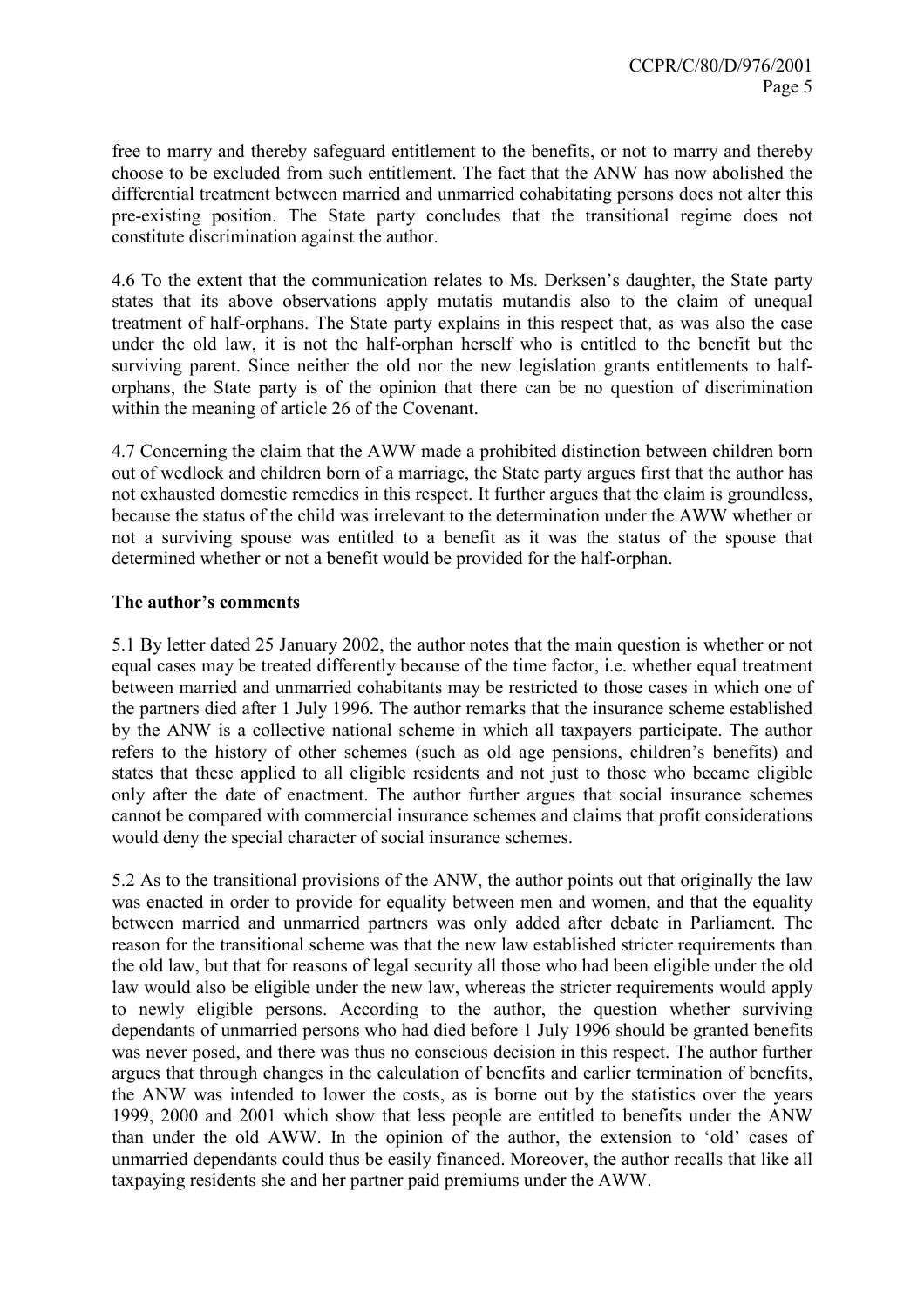free to marry and thereby safeguard entitlement to the benefits, or not to marry and thereby choose to be excluded from such entitlement. The fact that the ANW has now abolished the differential treatment between married and unmarried cohabitating persons does not alter this pre-existing position. The State party concludes that the transitional regime does not constitute discrimination against the author.

4.6 To the extent that the communication relates to Ms. Derksen's daughter, the State party states that its above observations apply mutatis mutandis also to the claim of unequal treatment of half-orphans. The State party explains in this respect that, as was also the case under the old law, it is not the half-orphan herself who is entitled to the benefit but the surviving parent. Since neither the old nor the new legislation grants entitlements to half-orphans, the State party is of the opinion that there can be no question of discrimination within the meaning of article 26 of the Covenant.

4.7 Concerning the claim that the AWW made a prohibited distinction between children born out of wedlock and children born of a marriage, the State party argues first that the author has not exhausted domestic remedies in this respect. It further argues that the claim is groundless, because the status of the child was irrelevant to the determination under the AWW whether or not a surviving spouse was entitled to a benefit as it was the status of the spouse that determined whether or not a benefit would be provided for the half-orphan.

**The author's comments**

5.1 By letter dated 25 January 2002, the author notes that the main question is whether or not equal cases may be treated differently because of the time factor, i.e. whether equal treatment between married and unmarried cohabitants may be restricted to those cases in which one of the partners died after 1 July 1996. The author remarks that the insurance scheme established by the ANW is a collective national scheme in which all taxpayers participate. The author refers to the history of other schemes (such as old age pensions, children's benefits) and states that these applied to all eligible residents and not just to those who became eligible only after the date of enactment. The author further argues that social insurance schemes cannot be compared with commercial insurance schemes and claims that profit considerations would deny the special character of social insurance schemes.

5.2 As to the transitional provisions of the ANW, the author points out that originally the law was enacted in order to provide for equality between men and women, and that the equality between married and unmarried partners was only added after debate in Parliament. The reason for the transitional scheme was that the new law established stricter requirements than the old law, but that for reasons of legal security all those who had been eligible under the old law would also be eligible under the new law, whereas the stricter requirements would apply to newly eligible persons. According to the author, the question whether surviving dependants of unmarried persons who had died before 1 July 1996 should be granted benefits was never posed, and there was thus no conscious decision in this respect. The author further argues that through changes in the calculation of benefits and earlier termination of benefits, the ANW was intended to lower the costs, as is borne out by the statistics over the years 1999, 2000 and 2001 which show that less people are entitled to benefits under the ANW than under the old AWW. In the opinion of the author, the extension to 'old' cases of unmarried dependants could thus be easily financed. Moreover, the author recalls that like all taxpaying residents she and her partner paid premiums under the AWW.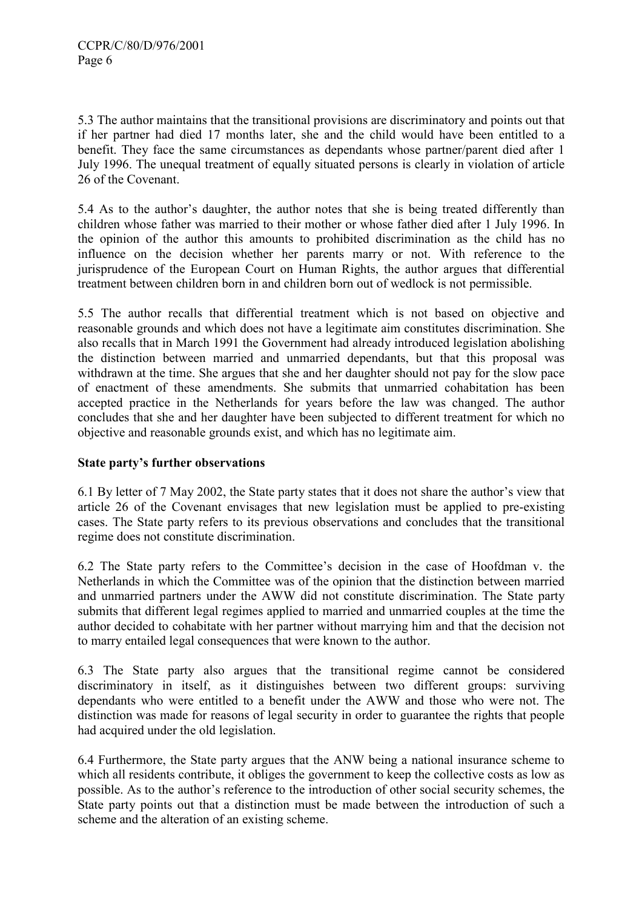5.3 The author maintains that the transitional provisions are discriminatory and points out that if her partner had died 17 months later, she and the child would have been entitled to a benefit. They face the same circumstances as dependants whose partner/parent died after 1 July 1996. The unequal treatment of equally situated persons is clearly in violation of article 26 of the Covenant.

5.4 As to the author's daughter, the author notes that she is being treated differently than children whose father was married to their mother or whose father died after 1 July 1996. In the opinion of the author this amounts to prohibited discrimination as the child has no influence on the decision whether her parents marry or not. With reference to the jurisprudence of the European Court on Human Rights, the author argues that differential treatment between children born in and children born out of wedlock is not permissible.

5.5 The author recalls that differential treatment which is not based on objective and reasonable grounds and which does not have a legitimate aim constitutes discrimination. She also recalls that in March 1991 the Government had already introduced legislation abolishing the distinction between married and unmarried dependants, but that this proposal was withdrawn at the time. She argues that she and her daughter should not pay for the slow pace of enactment of these amendments. She submits that unmarried cohabitation has been accepted practice in the Netherlands for years before the law was changed. The author concludes that she and her daughter have been subjected to different treatment for which no objective and reasonable grounds exist, and which has no legitimate aim.

**State party's further observations**

6.1 By letter of 7 May 2002, the State party states that it does not share the author's view that article 26 of the Covenant envisages that new legislation must be applied to pre-existing cases. The State party refers to its previous observations and concludes that the transitional regime does not constitute discrimination.

6.2 The State party refers to the Committee's decision in the case of Hoofdman v. the Netherlands in which the Committee was of the opinion that the distinction between married and unmarried partners under the AWW did not constitute discrimination. The State party submits that different legal regimes applied to married and unmarried couples at the time the author decided to cohabitate with her partner without marrying him and that the decision not to marry entailed legal consequences that were known to the author.

6.3 The State party also argues that the transitional regime cannot be considered discriminatory in itself, as it distinguishes between two different groups: surviving dependants who were entitled to a benefit under the AWW and those who were not. The distinction was made for reasons of legal security in order to guarantee the rights that people had acquired under the old legislation.

6.4 Furthermore, the State party argues that the ANW being a national insurance scheme to which all residents contribute, it obliges the government to keep the collective costs as low as possible. As to the author's reference to the introduction of other social security schemes, the State party points out that a distinction must be made between the introduction of such a scheme and the alteration of an existing scheme.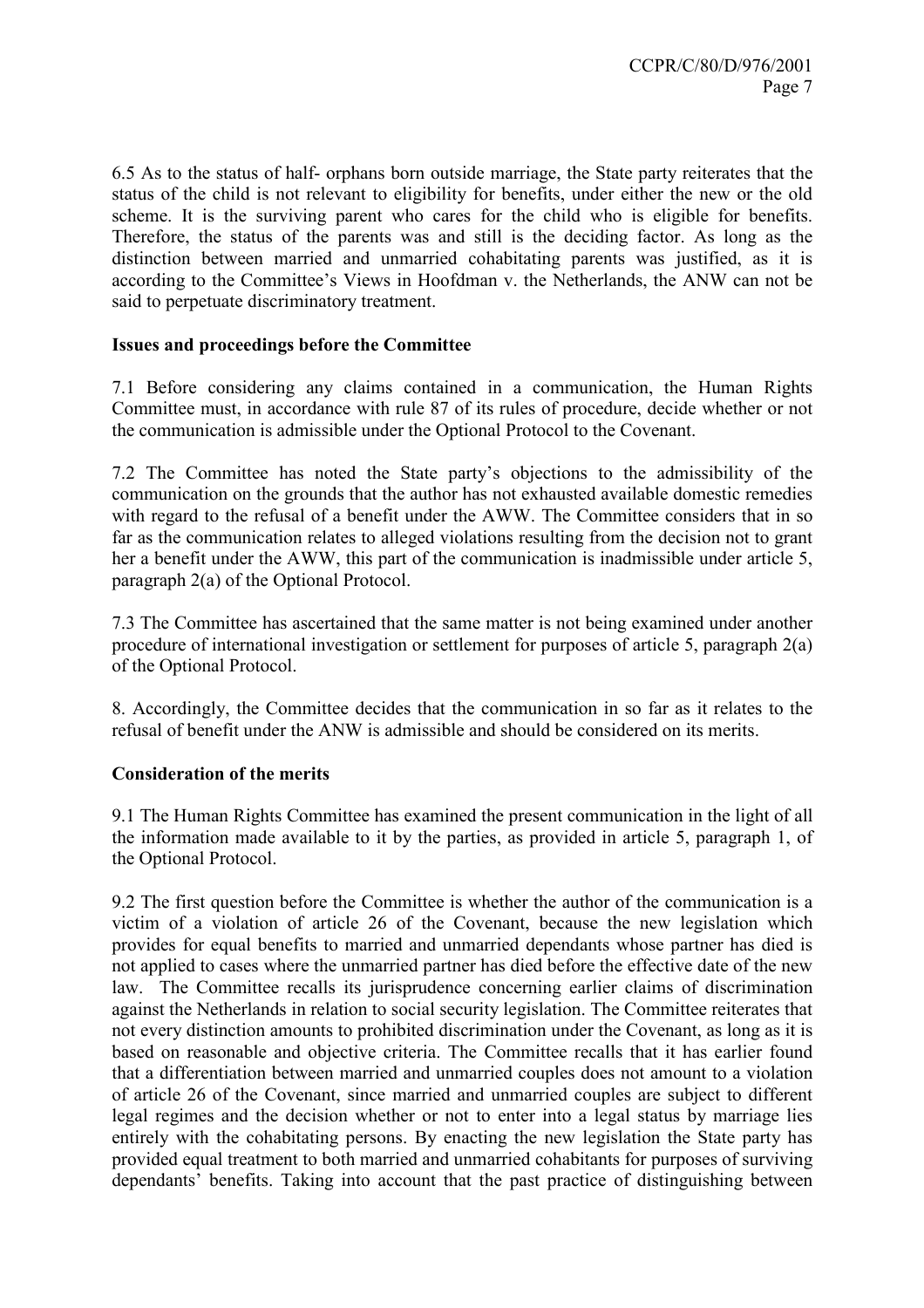6.5 As to the status of half- orphans born outside marriage, the State party reiterates that the status of the child is not relevant to eligibility for benefits, under either the new or the old scheme. It is the surviving parent who cares for the child who is eligible for benefits. Therefore, the status of the parents was and still is the deciding factor. As long as the distinction between married and unmarried cohabitating parents was justified, as it is according to the Committee's Views in Hoofdman v. the Netherlands, the ANW can not be said to perpetuate discriminatory treatment.

**Issues and proceedings before the Committee**

7.1 Before considering any claims contained in a communication, the Human Rights Committee must, in accordance with rule 87 of its rules of procedure, decide whether or not the communication is admissible under the Optional Protocol to the Covenant.

7.2 The Committee has noted the State party's objections to the admissibility of the communication on the grounds that the author has not exhausted available domestic remedies with regard to the refusal of a benefit under the AWW. The Committee considers that in so far as the communication relates to alleged violations resulting from the decision not to grant her a benefit under the AWW, this part of the communication is inadmissible under article 5, paragraph 2(a) of the Optional Protocol.

7.3 The Committee has ascertained that the same matter is not being examined under another procedure of international investigation or settlement for purposes of article 5, paragraph 2(a) of the Optional Protocol.

8. Accordingly, the Committee decides that the communication in so far as it relates to the refusal of benefit under the ANW is admissible and should be considered on its merits.

**Consideration of the merits**

9.1 The Human Rights Committee has examined the present communication in the light of all the information made available to it by the parties, as provided in article 5, paragraph 1, of the Optional Protocol.

9.2 The first question before the Committee is whether the author of the communication is a victim of a violation of article 26 of the Covenant, because the new legislation which provides for equal benefits to married and unmarried dependants whose partner has died is not applied to cases where the unmarried partner has died before the effective date of the new law. The Committee recalls its jurisprudence concerning earlier claims of discrimination against the Netherlands in relation to social security legislation. The Committee reiterates that not every distinction amounts to prohibited discrimination under the Covenant, as long as it is based on reasonable and objective criteria. The Committee recalls that it has earlier found that a differentiation between married and unmarried couples does not amount to a violation of article 26 of the Covenant, since married and unmarried couples are subject to different legal regimes and the decision whether or not to enter into a legal status by marriage lies entirely with the cohabitating persons. By enacting the new legislation the State party has provided equal treatment to both married and unmarried cohabitants for purposes of surviving dependants' benefits. Taking into account that the past practice of distinguishing between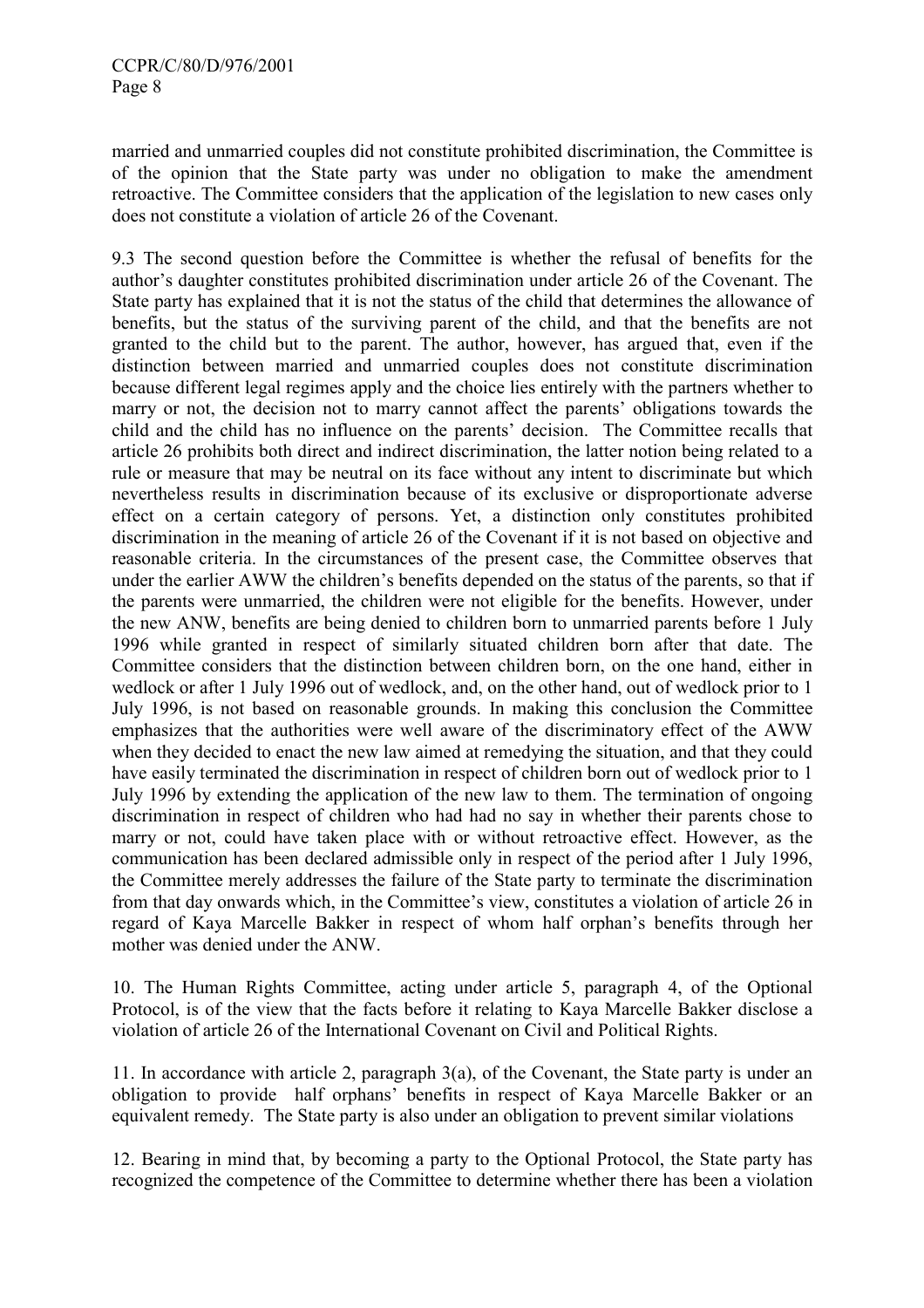married and unmarried couples did not constitute prohibited discrimination, the Committee is of the opinion that the State party was under no obligation to make the amendment retroactive. The Committee considers that the application of the legislation to new cases only does not constitute a violation of article 26 of the Covenant.

9.3 The second question before the Committee is whether the refusal of benefits for the author's daughter constitutes prohibited discrimination under article 26 of the Covenant. The State party has explained that it is not the status of the child that determines the allowance of benefits, but the status of the surviving parent of the child, and that the benefits are not granted to the child but to the parent. The author, however, has argued that, even if the distinction between married and unmarried couples does not constitute discrimination because different legal regimes apply and the choice lies entirely with the partners whether to marry or not, the decision not to marry cannot affect the parents' obligations towards the child and the child has no influence on the parents' decision. The Committee recalls that article 26 prohibits both direct and indirect discrimination, the latter notion being related to a rule or measure that may be neutral on its face without any intent to discriminate but which nevertheless results in discrimination because of its exclusive or disproportionate adverse effect on a certain category of persons. Yet, a distinction only constitutes prohibited discrimination in the meaning of article 26 of the Covenant if it is not based on objective and reasonable criteria. In the circumstances of the present case, the Committee observes that under the earlier AWW the children's benefits depended on the status of the parents, so that if the parents were unmarried, the children were not eligible for the benefits. However, under the new ANW, benefits are being denied to children born to unmarried parents before 1 July 1996 while granted in respect of similarly situated children born after that date. The Committee considers that the distinction between children born, on the one hand, either in wedlock or after 1 July 1996 out of wedlock, and, on the other hand, out of wedlock prior to 1 July 1996, is not based on reasonable grounds. In making this conclusion the Committee emphasizes that the authorities were well aware of the discriminatory effect of the AWW when they decided to enact the new law aimed at remedying the situation, and that they could have easily terminated the discrimination in respect of children born out of wedlock prior to 1 July 1996 by extending the application of the new law to them. The termination of ongoing discrimination in respect of children who had had no say in whether their parents chose to marry or not, could have taken place with or without retroactive effect. However, as the communication has been declared admissible only in respect of the period after 1 July 1996, the Committee merely addresses the failure of the State party to terminate the discrimination from that day onwards which, in the Committee's view, constitutes a violation of article 26 in regard of Kaya Marcelle Bakker in respect of whom half orphan's benefits through her mother was denied under the ANW.

10. The Human Rights Committee, acting under article 5, paragraph 4, of the Optional Protocol, is of the view that the facts before it relating to Kaya Marcelle Bakker disclose a violation of article 26 of the International Covenant on Civil and Political Rights.

11. In accordance with article 2, paragraph 3(a), of the Covenant, the State party is under an obligation to provide half orphans' benefits in respect of Kaya Marcelle Bakker or an equivalent remedy. The State party is also under an obligation to prevent similar violations

12. Bearing in mind that, by becoming a party to the Optional Protocol, the State party has recognized the competence of the Committee to determine whether there has been a violation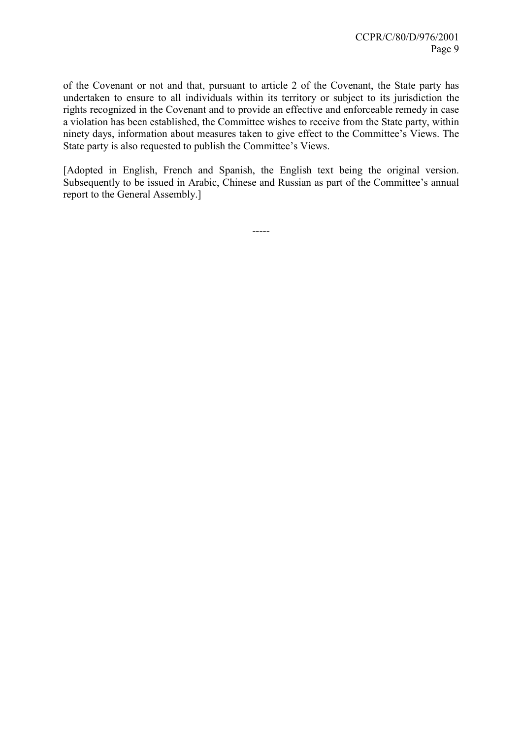of the Covenant or not and that, pursuant to article 2 of the Covenant, the State party has undertaken to ensure to all individuals within its territory or subject to its jurisdiction the rights recognized in the Covenant and to provide an effective and enforceable remedy in case a violation has been established, the Committee wishes to receive from the State party, within ninety days, information about measures taken to give effect to the Committee's Views. The State party is also requested to publish the Committee's Views.

[Adopted in English, French and Spanish, the English text being the original version. Subsequently to be issued in Arabic, Chinese and Russian as part of the Committee's annual report to the General Assembly.]

-----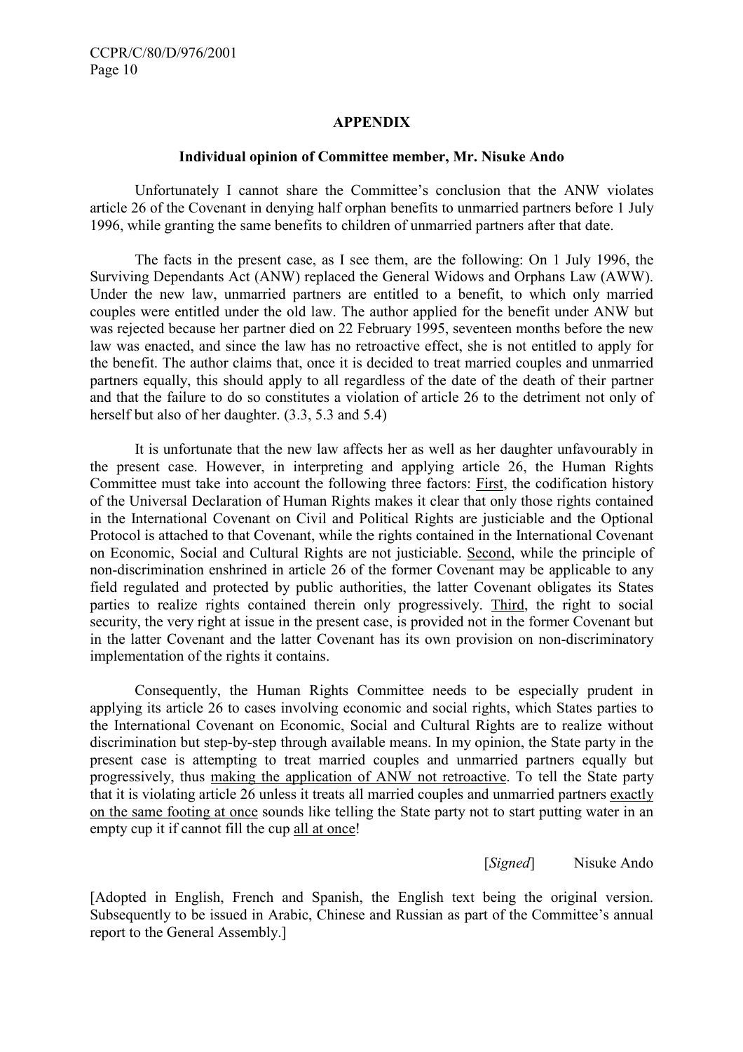## APPENDIX

### Individual opinion of Committee member, Mr. Nisuke Ando

Unfortunately I cannot share the Committee's conclusion that the ANW violates article 26 of the Covenant in denying half orphan benefits to unmarried partners before 1 July 1996, while granting the same benefits to children of unmarried partners after that date.

The facts in the present case, as I see them, are the following: On 1 July 1996, the Surviving Dependants Act (ANW) replaced the General Widows and Orphans Law (AWW). Under the new law, unmarried partners are entitled to a benefit, to which only married couples were entitled under the old law. The author applied for the benefit under ANW but was rejected because her partner died on 22 February 1995, seventeen months before the new law was enacted, and since the law has no retroactive effect, she is not entitled to apply for the benefit. The author claims that, once it is decided to treat married couples and unmarried partners equally, this should apply to all regardless of the date of the death of their partner and that the failure to do so constitutes a violation of article 26 to the detriment not only of herself but also of her daughter. (3.3, 5.3 and 5.4)

It is unfortunate that the new law affects her as well as her daughter unfavourably in the present case. However, in interpreting and applying article 26, the Human Rights Committee must take into account the following three factors: First, the codification history of the Universal Declaration of Human Rights makes it clear that only those rights contained in the International Covenant on Civil and Political Rights are justiciable and the Optional Protocol is attached to that Covenant, while the rights contained in the International Covenant on Economic, Social and Cultural Rights are not justiciable. Second, while the principle of non-discrimination enshrined in article 26 of the former Covenant may be applicable to any field regulated and protected by public authorities, the latter Covenant obligates its States parties to realize rights contained therein only progressively. Third, the right to social security, the very right at issue in the present case, is provided not in the former Covenant but in the latter Covenant and the latter Covenant has its own provision on non-discriminatory implementation of the rights it contains.

Consequently, the Human Rights Committee needs to be especially prudent in applying its article 26 to cases involving economic and social rights, which States parties to the International Covenant on Economic, Social and Cultural Rights are to realize without discrimination but step-by-step through available means. In my opinion, the State party in the present case is attempting to treat married couples and unmarried partners equally but progressively, thus making the application of ANW not retroactive. To tell the State party that it is violating article 26 unless it treats all married couples and unmarried partners exactly on the same footing at once sounds like telling the State party not to start putting water in an empty cup it if cannot fill the cup all at once!

[*Signed*] Nisuke Ando

[Adopted in English, French and Spanish, the English text being the original version. Subsequently to be issued in Arabic, Chinese and Russian as part of the Committee's annual report to the General Assembly.]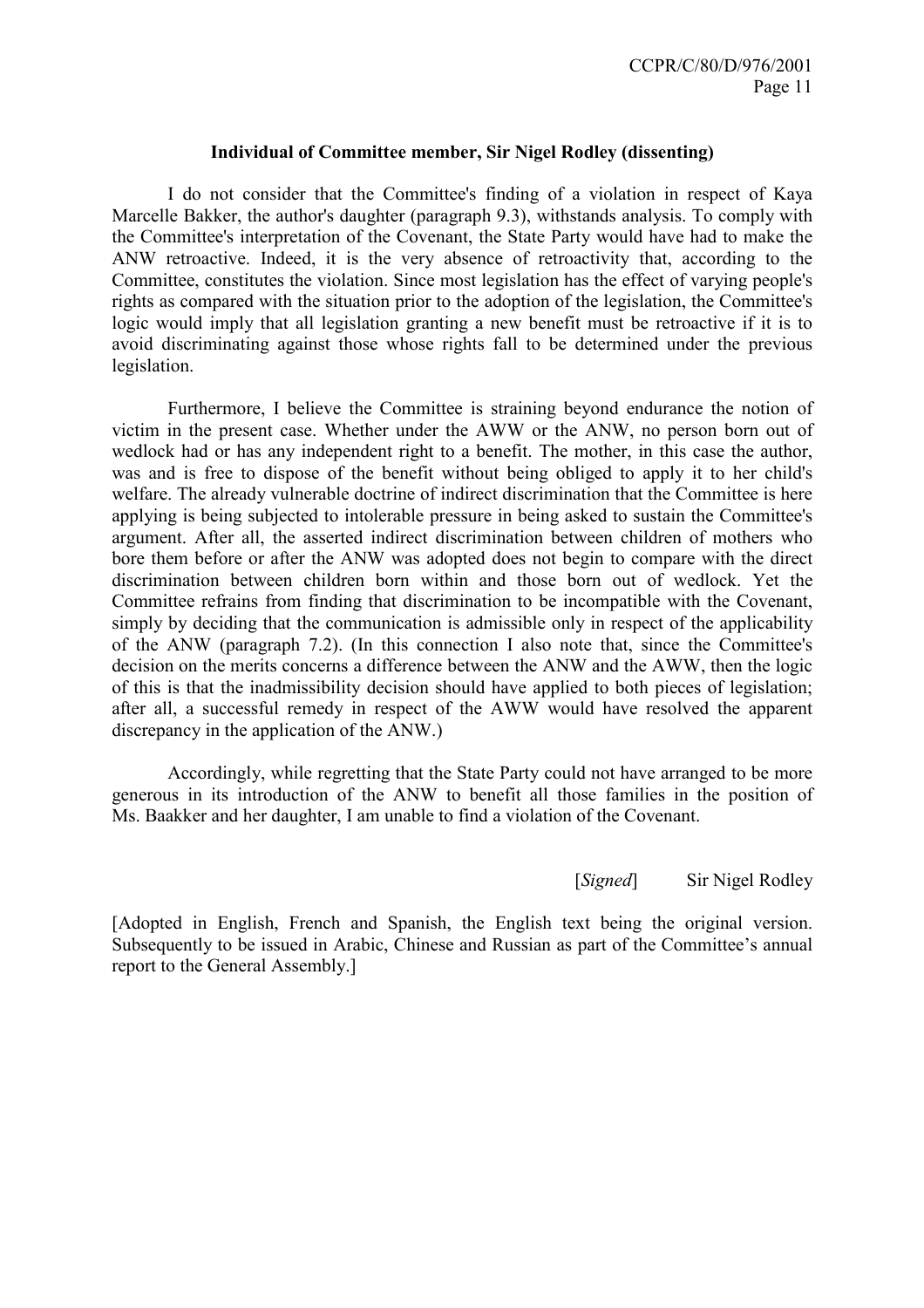**Individual of Committee member, Sir Nigel Rodley (dissenting)**

I do not consider that the Committee's finding of a violation in respect of Kaya Marcelle Bakker, the author's daughter (paragraph 9.3), withstands analysis. To comply with the Committee's interpretation of the Covenant, the State Party would have had to make the ANW retroactive. Indeed, it is the very absence of retroactivity that, according to the Committee, constitutes the violation. Since most legislation has the effect of varying people's rights as compared with the situation prior to the adoption of the legislation, the Committee's logic would imply that all legislation granting a new benefit must be retroactive if it is to avoid discriminating against those whose rights fall to be determined under the previous legislation.

Furthermore, I believe the Committee is straining beyond endurance the notion of victim in the present case. Whether under the AWW or the ANW, no person born out of wedlock had or has any independent right to a benefit. The mother, in this case the author, was and is free to dispose of the benefit without being obliged to apply it to her child's welfare. The already vulnerable doctrine of indirect discrimination that the Committee is here applying is being subjected to intolerable pressure in being asked to sustain the Committee's argument. After all, the asserted indirect discrimination between children of mothers who bore them before or after the ANW was adopted does not begin to compare with the direct discrimination between children born within and those born out of wedlock. Yet the Committee refrains from finding that discrimination to be incompatible with the Covenant, simply by deciding that the communication is admissible only in respect of the applicability of the ANW (paragraph 7.2). (In this connection I also note that, since the Committee's decision on the merits concerns a difference between the ANW and the AWW, then the logic of this is that the inadmissibility decision should have applied to both pieces of legislation; after all, a successful remedy in respect of the AWW would have resolved the apparent discrepancy in the application of the ANW.)

Accordingly, while regretting that the State Party could not have arranged to be more generous in its introduction of the ANW to benefit all those families in the position of Ms. Baakker and her daughter, I am unable to find a violation of the Covenant.

[*Signed*] Sir Nigel Rodley

[Adopted in English, French and Spanish, the English text being the original version. Subsequently to be issued in Arabic, Chinese and Russian as part of the Committee's annual report to the General Assembly.]